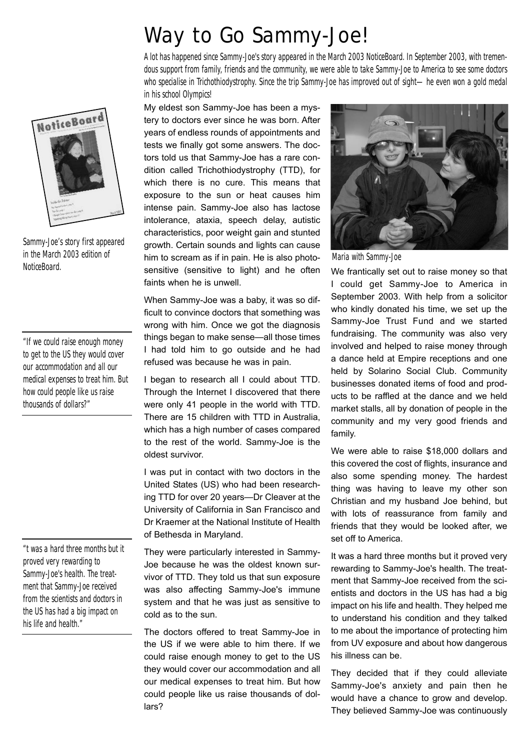# Way to Go Sammy-Joe!

*A lot has happened since Sammy-Joe's story appeared in the March 2003 NoticeBoard. In September 2003, with tremendous support from family, friends and the community, we were able to take Sammy-Joe to America to see some doctors who specialise in Trichothiodystrophy. Since the trip Sammy-Joe has improved out of sight—he even won a gold medal in his school Olympics!*

Sammy-Joe's story first appeared in the March 2003 edition of NoticeBoard.

My eldest son Sammy-Joe has been a mystery to doctors ever since he was born. After years of endless rounds of appointments and tests we finally got some answers. The doctors told us that Sammy-Joe has a rare condition called Trichothiodystrophy (TTD), for which there is no cure. This means that exposure to the sun or heat causes him intense pain. Sammy-Joe also has lactose intolerance, ataxia, speech delay, autistic characteristics, poor weight gain and stunted growth. Certain sounds and lights can cause him to scream as if in pain. He is also photosensitive (sensitive to light) and he often faints when he is unwell.

When Sammy-Joe was a baby, it was so difficult to convince doctors that something was wrong with him. Once we got the diagnosis things began to make sense—all those times I had told him to go outside and he had refused was because he was in pain.

I began to research all I could about TTD. Through the Internet I discovered that there were only 41 people in the world with TTD. There are 15 children with TTD in Australia, which has a high number of cases compared to the rest of the world. Sammy-Joe is the oldest survivor.

I was put in contact with two doctors in the United States (US) who had been researching TTD for over 20 years—Dr Cleaver at the University of California in San Francisco and Dr Kraemer at the National Institute of Health of Bethesda in Maryland.

They were particularly interested in Sammy-Joe because he was the oldest known survivor of TTD. They told us that sun exposure was also affecting Sammy-Joe's immune system and that he was just as sensitive to cold as to the sun.

The doctors offered to treat Sammy-Joe in the US if we were able to him there. If we could raise enough money to get to the US they would cover our accommodation and all our medical expenses to treat him. But how could people like us raise thousands of dollars?

> *"If we could raise enough money to get to the US they would cover our accommodation and all our medical expenses to treat him. But how could people like us raise thousands of dollars?"*

Maria with Sammy-Joe

We frantically set out to raise money so that I could get Sammy-Joe to America in September 2003. With help from a solicitor who kindly donated his time, we set up the Sammy-Joe Trust Fund and we started fundraising. The community was also very involved and helped to raise money through a dance held at Empire receptions and one held by Solarino Social Club. Community businesses donated items of food and products to be raffled at the dance and we held market stalls, all by donation of people in the community and my very good friends and family.

We were able to raise $18,000 dollars and this covered the cost of flights, insurance and also some spending money. The hardest thing was having to leave my other son Christian and my husband Joe behind, but with lots of reassurance from family and friends that they would be looked after, we set off to America.

It was a hard three months but it proved very rewarding to Sammy-Joe's health. The treatment that Sammy-Joe received from the scientists and doctors in the US has had a big impact on his life and health. They helped me to understand his condition and they talked to me about the importance of protecting him from UV exposure and about how dangerous his illness can be.

> *"t was a hard three months but it proved very rewarding to Sammy-Joe's health. The treatment that Sammy-Joe received from the scientists and doctors in the US has had a big impact on his life and health."*

They decided that if they could alleviate Sammy-Joe's anxiety and pain then he would have a chance to grow and develop. They believed Sammy-Joe was continuously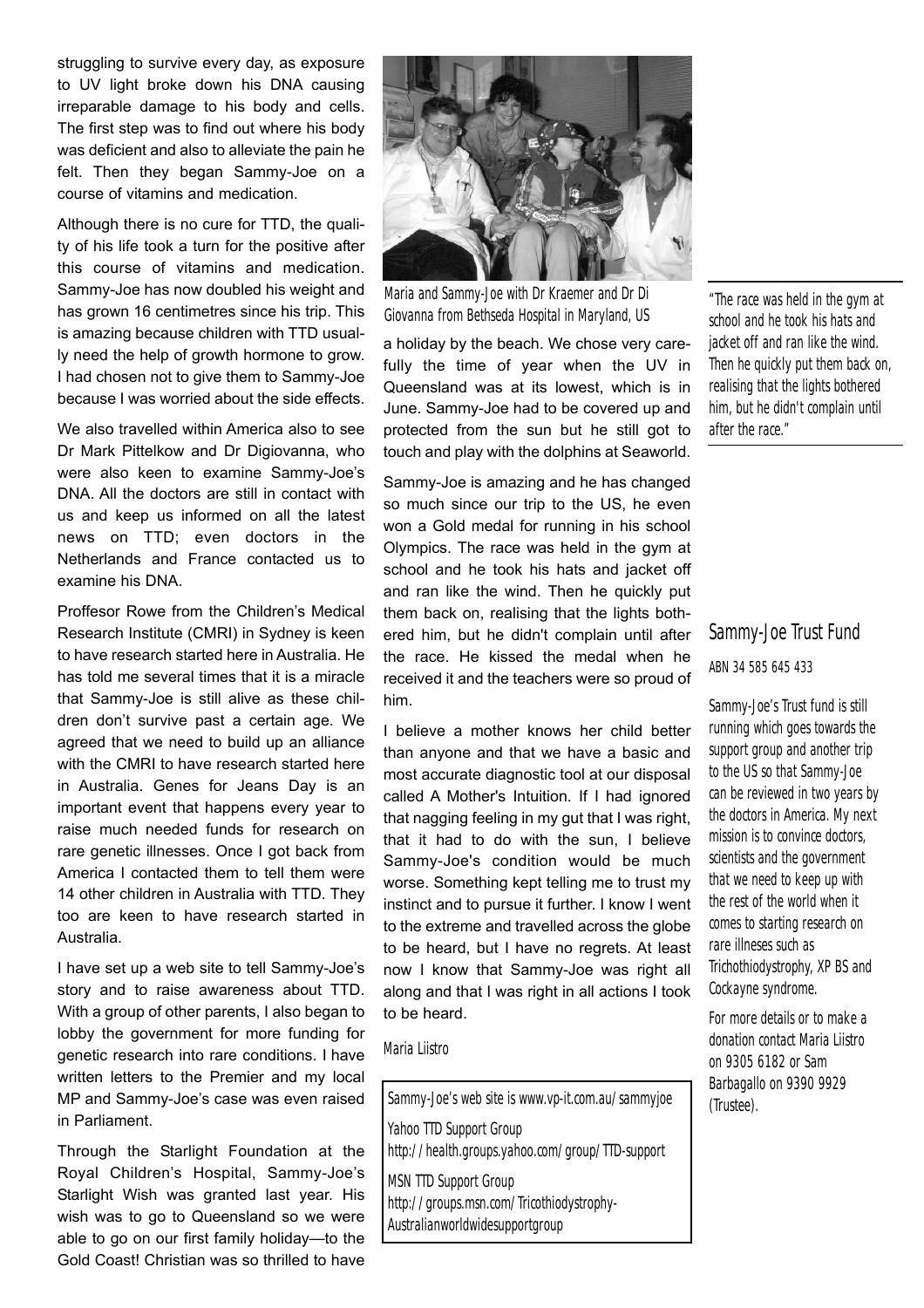struggling to survive every day, as exposure to UV light broke down his DNA causing irreparable damage to his body and cells. The first step was to find out where his body was deficient and also to alleviate the pain he felt. Then they began Sammy-Joe on a course of vitamins and medication.

Although there is no cure for TTD, the quality of his life took a turn for the positive after this course of vitamins and medication. Sammy-Joe has now doubled his weight and has grown 16 centimetres since his trip. This is amazing because children with TTD usually need the help of growth hormone to grow. I had chosen not to give them to Sammy-Joe because I was worried about the side effects.

We also travelled within America also to see Dr Mark Pittelkow and Dr Digiovanna, who were also keen to examine Sammy-Joe's DNA. All the doctors are still in contact with us and keep us informed on all the latest news on TTD; even doctors in the Netherlands and France contacted us to examine his DNA.

Proffesor Rowe from the Children's Medical Research Institute (CMRI) in Sydney is keen to have research started here in Australia. He has told me several times that it is a miracle that Sammy-Joe is still alive as these children don't survive past a certain age. We agreed that we need to build up an alliance with the CMRI to have research started here in Australia. Genes for Jeans Day is an important event that happens every year to raise much needed funds for research on rare genetic illnesses. Once I got back from America I contacted them to tell them were 14 other children in Australia with TTD. They too are keen to have research started in Australia.

I have set up a web site to tell Sammy-Joe's story and to raise awareness about TTD. With a group of other parents, I also began to lobby the government for more funding for genetic research into rare conditions. I have written letters to the Premier and my local MP and Sammy-Joe's case was even raised in Parliament.

Through the Starlight Foundation at the Royal Children's Hospital, Sammy-Joe's Starlight Wish was granted last year. His wish was to go to Queensland so we were able to go on our first family holiday—to the Gold Coast! Christian was so thrilled to have

Maria and Sammy-Joe with Dr Kraemer and Dr Di Giovanna from Bethseda Hospital in Maryland, US

a holiday by the beach. We chose very carefully the time of year when the UV in Queensland was at its lowest, which is in June. Sammy-Joe had to be covered up and protected from the sun but he still got to touch and play with the dolphins at Seaworld.

Sammy-Joe is amazing and he has changed so much since our trip to the US, he even won a Gold medal for running in his school Olympics. The race was held in the gym at school and he took his hats and jacket off and ran like the wind. Then he quickly put them back on, realising that the lights bothered him, but he didn't complain until after the race. He kissed the medal when he received it and the teachers were so proud of him.

I believe a mother knows her child better than anyone and that we have a basic and most accurate diagnostic tool at our disposal called A Mother's Intuition. If I had ignored that nagging feeling in my gut that I was right, that it had to do with the sun, I believe Sammy-Joe's condition would be much worse. Something kept telling me to trust my instinct and to pursue it further. I know I went to the extreme and travelled across the globe to be heard, but I have no regrets. At least now I know that Sammy-Joe was right all along and that I was right in all actions I took to be heard.

*Maria Liistro*

Sammy-Joe's web site is www.vp-it.com.au/sammyjoe

Yahoo TTD Support Group
http://health.groups.yahoo.com/group/TTD-support

MSN TTD Support Group
http://groups.msn.com/Tricothiodystrophy-Australianworldwidesupportgroup

*"The race was held in the gym at school and he took his hats and jacket off and ran like the wind. Then he quickly put them back on, realising that the lights bothered him, but he didn't complain until after the race."*

## Sammy-Joe Trust Fund

ABN 34 585 645 433

Sammy-Joe's Trust fund is still running which goes towards the support group and another trip to the US so that Sammy-Joe can be reviewed in two years by the doctors in America. My next mission is to convince doctors, scientists and the government that we need to keep up with the rest of the world when it comes to starting research on rare illneses such as Trichothiodystrophy, XP BS and Cockayne syndrome.

For more details or to make a donation contact Maria Liistro on 9305 6182 or Sam Barbagallo on 9390 9929 (Trustee).